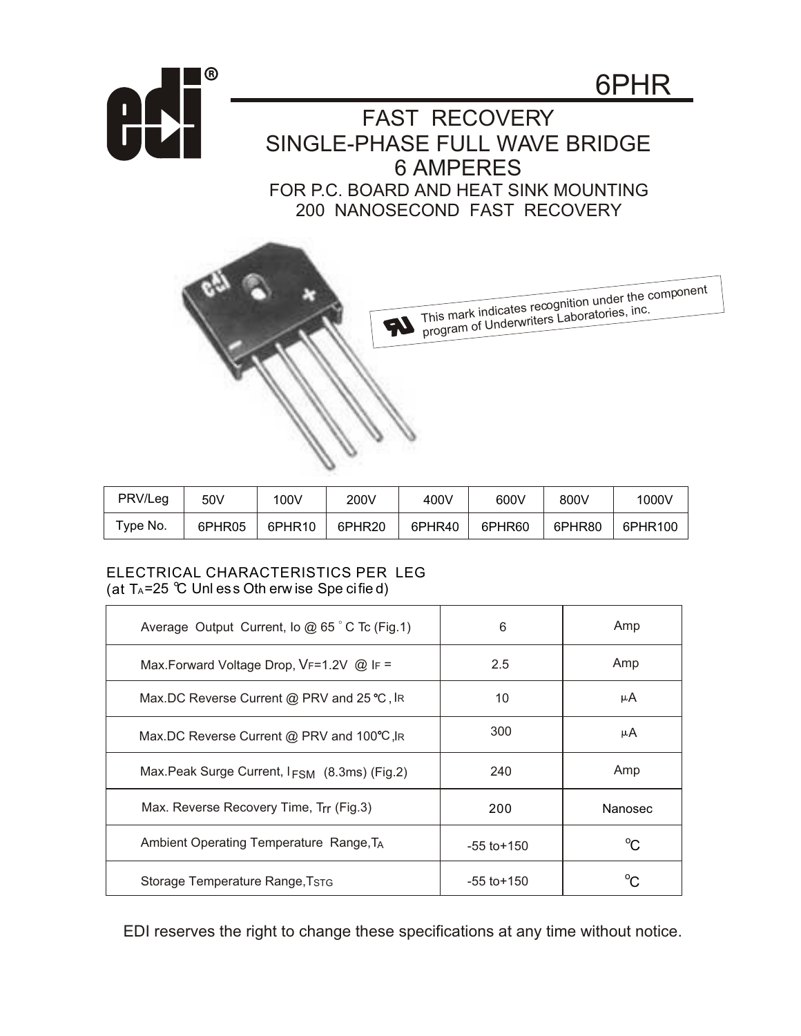# 6PHR

## FAST RECOVERY SINGLE-PHASE FULL WAVE BRIDGE 6 AMPERES

FOR P.C. BOARD AND HEAT SINK MOUNTING
200 NANOSECOND FAST RECOVERY

This mark indicates recognition under the component program of Underwriters Laboratories, inc.

| PRV/Leg | 50V | 100V | 200V | 400V | 600V | 800V | 1000V |
|---|---|---|---|---|---|---|---|
| Type No. | 6PHR05 | 6PHR10 | 6PHR20 | 6PHR40 | 6PHR60 | 6PHR80 | 6PHR100 |

ELECTRICAL CHARACTERISTICS PER LEG
(at $T_A$=25 ℃ Unless Otherwise Specified)

| Parameter | Value | Unit |
|---|---|---|
| Average Output Current, Io @ 65 °C Tc (Fig.1) | 6 | Amp |
| Max.Forward Voltage Drop, $V_F$=1.2V @ $I_F$ = | 2.5 | Amp |
| Max.DC Reverse Current @ PRV and 25 ℃, $I_R$ | 10 | μA |
| Max.DC Reverse Current @ PRV and 100℃, $I_R$ | 300 | μA |
| Max.Peak Surge Current, $I_{FSM}$ (8.3ms) (Fig.2) | 240 | Amp |
| Max. Reverse Recovery Time, $T_{rr}$ (Fig.3) | 200 | Nanosec |
| Ambient Operating Temperature Range, $T_A$ | -55 to+150 | °C |
| Storage Temperature Range, $T_{STG}$ | -55 to+150 | °C |

EDI reserves the right to change these specifications at any time without notice.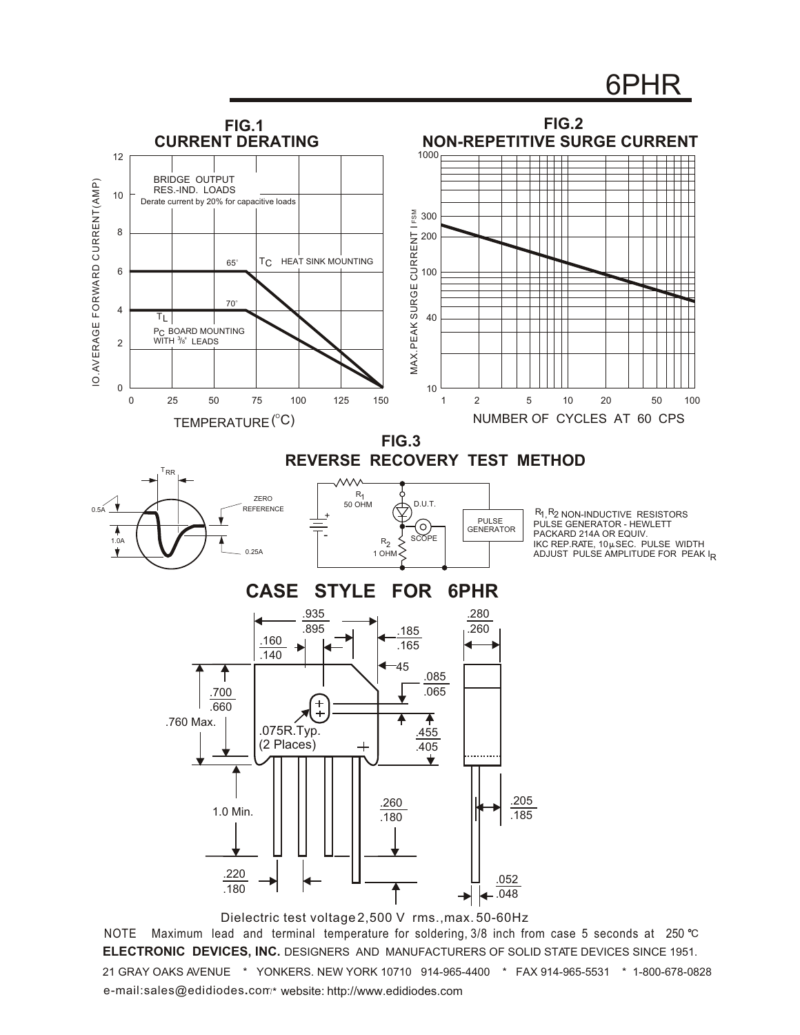# 6PHR

## FIG.1 CURRENT DERATING

BRIDGE OUTPUT
RES.-IND. LOADS
Derate current by 20% for capacitive loads

65°
$T_C$ HEAT SINK MOUNTING

70°
$T_L$
$P_C$ BOARD MOUNTING WITH 3/8" LEADS

IO.AVERAGE FORWARD CURRENT(AMP)

0 2 4 6 8 10 12

0 25 50 75 100 125 150

TEMPERATURE (°C)

## FIG.2 NON-REPETITIVE SURGE CURRENT

MAX.PEAK SURGE CURRENT $I_{FSM}$

10 40 100 200 300 1000

1 2 5 10 20 50 100

NUMBER OF CYCLES AT 60 CPS

## FIG.3 REVERSE RECOVERY TEST METHOD

$T_{RR}$

0.5A
1.0A
ZERO REFERENCE
0.25A

$R_1$ 50 OHM
D.U.T.
+
-
$R_2$ 1 OHM
SCOPE
PULSE GENERATOR

$R_1$, $R_2$ NON-INDUCTIVE RESISTORS
PULSE GENERATOR - HEWLETT PACKARD 214A OR EQUIV.
IKC REP.RATE, 10μSEC. PULSE WIDTH
ADJUST PULSE AMPLITUDE FOR PEAK $I_R$

## CASE STYLE FOR 6PHR

.935/.895
.160/.140
.185/.165
.280/.260
45
.085/.065
.700/.660
.760 Max.
.075R.Typ. (2 Places)
.455/.405
1.0 Min.
.260/.180
.205/.185
.220/.180
.052/.048

Dielectric test voltage 2,500 V rms.,max. 50-60Hz

NOTE Maximum lead and terminal temperature for soldering, 3/8 inch from case 5 seconds at 250 °C

**ELECTRONIC DEVICES, INC.** DESIGNERS AND MANUFACTURERS OF SOLID STATE DEVICES SINCE 1951.

21 GRAY OAKS AVENUE * YONKERS. NEW YORK 10710 914-965-4400 * FAX 914-965-5531 * 1-800-678-0828

e-mail:sales@edidiodes.com * website: http://www.edidiodes.com